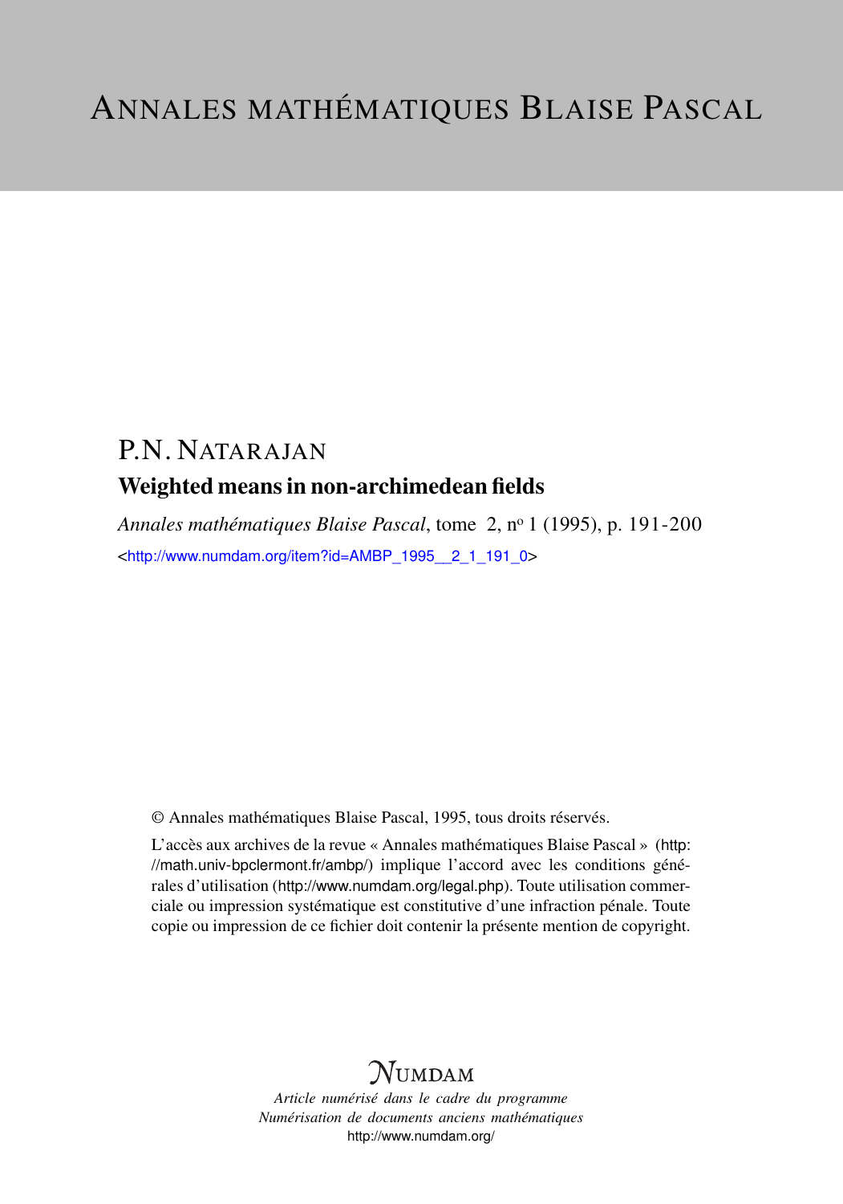# ANNALES MATHÉMATIQUES BLAISE PASCAL

## P.N. NATARAJAN

### Weighted means in non-archimedean fields

*Annales mathématiques Blaise Pascal*, tome 2, nº 1 (1995), p. 191-200

<http://www.numdam.org/item?id=AMBP_1995__2_1_191_0>

© Annales mathématiques Blaise Pascal, 1995, tous droits réservés.

L'accès aux archives de la revue « Annales mathématiques Blaise Pascal » (http://math.univ-bpclermont.fr/ambp/) implique l'accord avec les conditions générales d'utilisation (http://www.numdam.org/legal.php). Toute utilisation commerciale ou impression systématique est constitutive d'une infraction pénale. Toute copie ou impression de ce fichier doit contenir la présente mention de copyright.

NUMDAM

*Article numérisé dans le cadre du programme*
*Numérisation de documents anciens mathématiques*
http://www.numdam.org/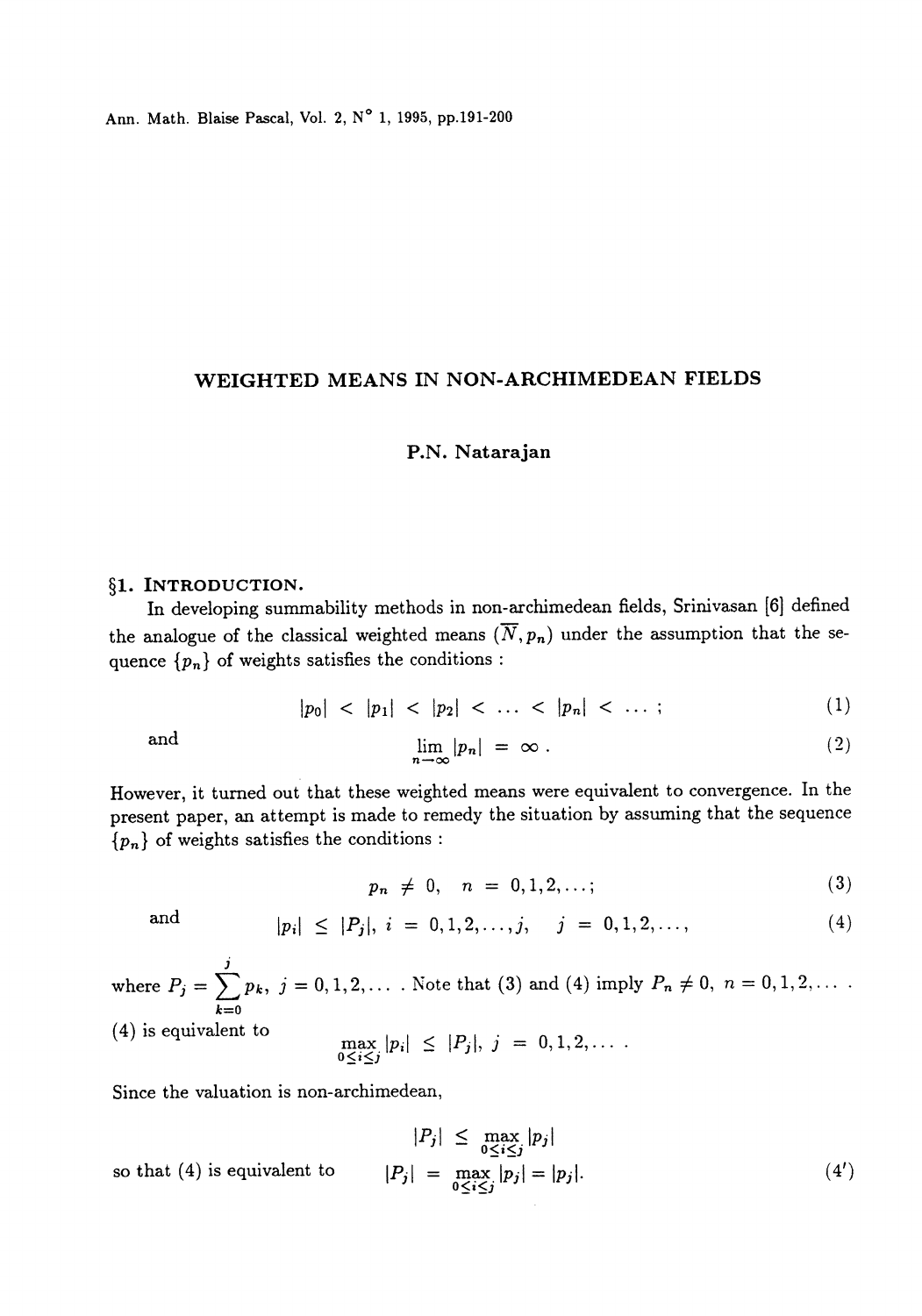# WEIGHTED MEANS IN NON-ARCHIMEDEAN FIELDS

**P.N. Natarajan**

## §1. Introduction.

In developing summability methods in non-archimedean fields, Srinivasan [6] defined the analogue of the classical weighted means $(\overline{N}, p_n)$ under the assumption that the sequence $\{p_n\}$ of weights satisfies the conditions :

$$|p_0| < |p_1| < |p_2| < \ldots < |p_n| < \ldots ; \tag{1}$$

and

$$\lim_{n \to \infty} |p_n| = \infty . \tag{2}$$

However, it turned out that these weighted means were equivalent to convergence. In the present paper, an attempt is made to remedy the situation by assuming that the sequence $\{p_n\}$ of weights satisfies the conditions :

$$p_n \neq 0, \quad n = 0, 1, 2, \ldots ; \tag{3}$$

and

$$|p_i| \leq |P_j|, \; i = 0, 1, 2, \ldots, j, \quad j = 0, 1, 2, \ldots , \tag{4}$$

where $P_j = \sum_{k=0}^{j} p_k, \; j = 0, 1, 2, \ldots$ . Note that (3) and (4) imply $P_n \neq 0, \; n = 0, 1, 2, \ldots$ .

(4) is equivalent to

$$\max_{0 \leq i \leq j} |p_i| \leq |P_j|, \; j = 0, 1, 2, \ldots .$$

Since the valuation is non-archimedean,

$$|P_j| \leq \max_{0 \leq i \leq j} |p_j|$$

so that (4) is equivalent to

$$|P_j| = \max_{0 \leq i \leq j} |p_j| = |p_j|. \tag{4'}$$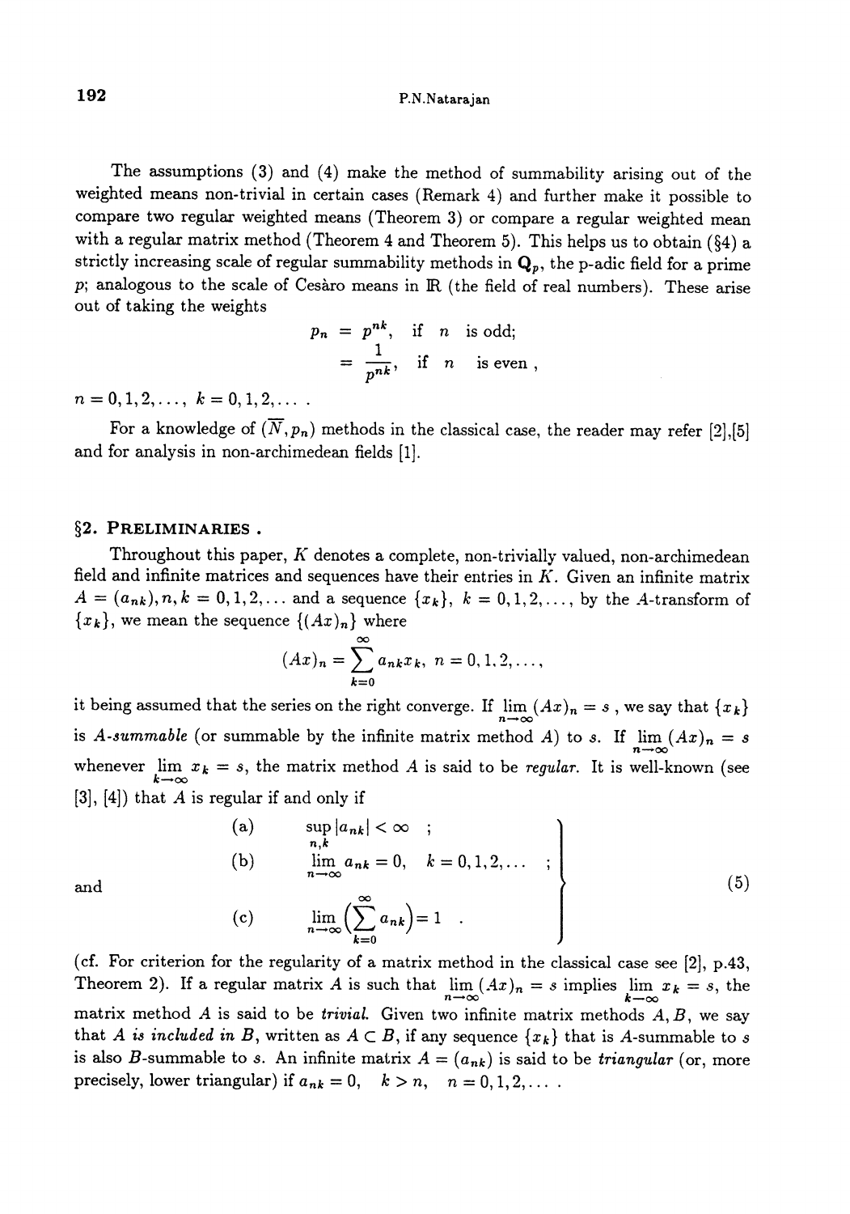The assumptions (3) and (4) make the method of summability arising out of the weighted means non-trivial in certain cases (Remark 4) and further make it possible to compare two regular weighted means (Theorem 3) or compare a regular weighted mean with a regular matrix method (Theorem 4 and Theorem 5). This helps us to obtain (§4) a strictly increasing scale of regular summability methods in $\mathbf{Q}_p$, the p-adic field for a prime $p$; analogous to the scale of Cesàro means in $\mathbb{R}$ (the field of real numbers). These arise out of taking the weights

$$
\begin{aligned}
p_n &= p^{nk}, \quad \text{if } n \text{ is odd;} \\
&= \frac{1}{p^{nk}}, \quad \text{if } n \text{ is even ,}
\end{aligned}
$$

$n = 0, 1, 2, \ldots,\ k = 0, 1, 2, \ldots$ .

For a knowledge of $(\overline{N}, p_n)$ methods in the classical case, the reader may refer [2],[5] and for analysis in non-archimedean fields [1].

## §2. Preliminaries .

Throughout this paper, $K$ denotes a complete, non-trivially valued, non-archimedean field and infinite matrices and sequences have their entries in $K$. Given an infinite matrix $A = (a_{nk}), n, k = 0, 1, 2, \ldots$ and a sequence $\{x_k\},\ k = 0, 1, 2, \ldots$, by the $A$-transform of $\{x_k\}$, we mean the sequence $\{(Ax)_n\}$ where

$$
(Ax)_n = \sum_{k=0}^{\infty} a_{nk} x_k,\ n = 0, 1, 2, \ldots,
$$

it being assumed that the series on the right converge. If $\lim_{n\to\infty} (Ax)_n = s$ , we say that $\{x_k\}$ is *A-summable* (or summable by the infinite matrix method $A$) to $s$. If $\lim_{n\to\infty} (Ax)_n = s$ whenever $\lim_{k\to\infty} x_k = s$, the matrix method $A$ is said to be *regular*. It is well-known (see [3], [4]) that $A$ is regular if and only if

$$
\left.
\begin{aligned}
&\text{(a)} \qquad \sup_{n,k} |a_{nk}| < \infty \quad ; \\
&\text{(b)} \qquad \lim_{n\to\infty} a_{nk} = 0, \quad k = 0, 1, 2, \ldots \quad ; \\
\text{and} \quad &\text{(c)} \qquad \lim_{n\to\infty} \Big( \sum_{k=0}^{\infty} a_{nk} \Big) = 1 \quad .
\end{aligned}
\right\} \qquad (5)
$$

(cf. For criterion for the regularity of a matrix method in the classical case see [2], p.43, Theorem 2). If a regular matrix $A$ is such that $\lim_{n\to\infty} (Ax)_n = s$ implies $\lim_{k\to\infty} x_k = s$, the matrix method $A$ is said to be *trivial*. Given two infinite matrix methods $A, B$, we say that *$A$ is included in $B$*, written as $A \subset B$, if any sequence $\{x_k\}$ that is $A$-summable to $s$ is also $B$-summable to $s$. An infinite matrix $A = (a_{nk})$ is said to be *triangular* (or, more precisely, lower triangular) if $a_{nk} = 0, \quad k > n, \quad n = 0, 1, 2, \ldots$ .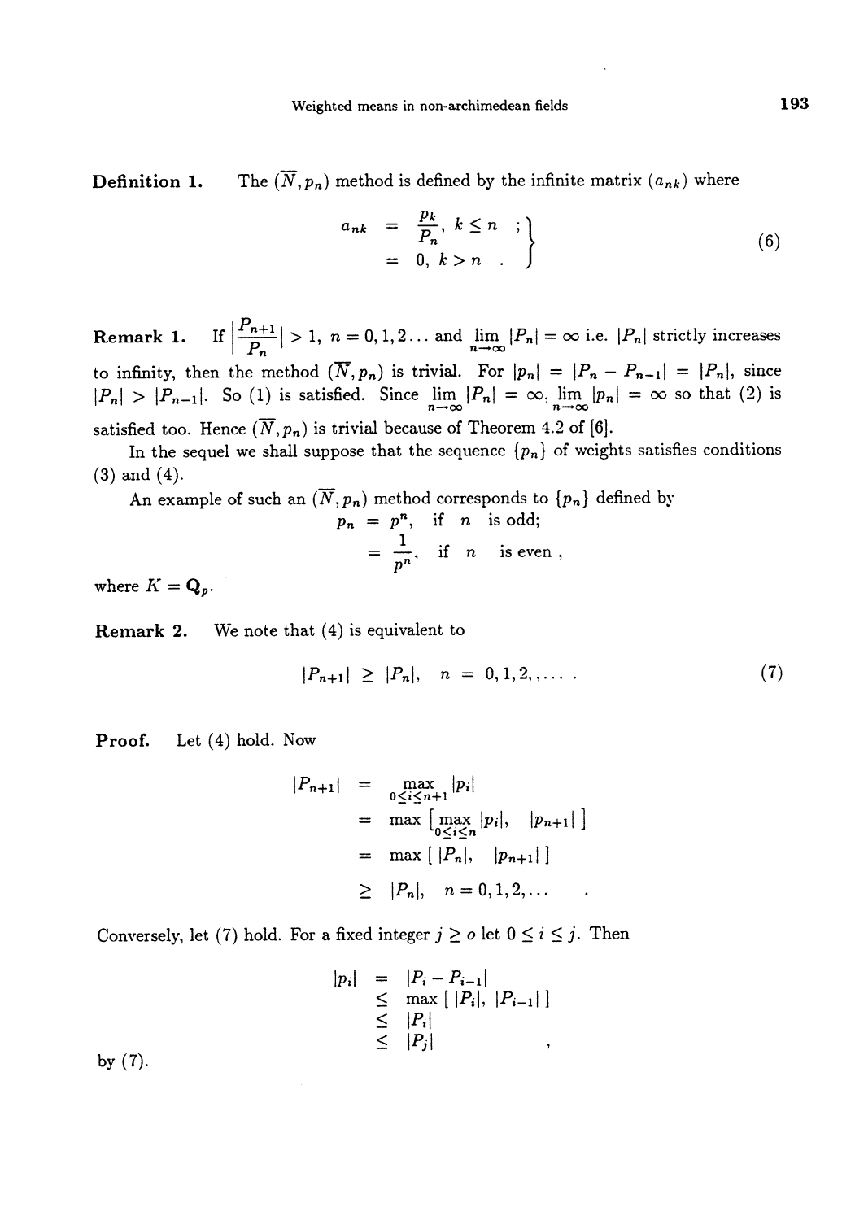**Definition 1.** The $(\overline{N}, p_n)$ method is defined by the infinite matrix $(a_{nk})$ where

$$\left.\begin{aligned} a_{nk} &= \frac{p_k}{P_n},\ k \leq n \ ; \\ &= 0,\ k > n \ . \end{aligned}\right\} \tag{6}$$

**Remark 1.** If $\left|\frac{P_{n+1}}{P_n}\right| > 1$, $n = 0, 1, 2 \ldots$ and $\lim_{n\to\infty} |P_n| = \infty$ i.e. $|P_n|$ strictly increases to infinity, then the method $(\overline{N}, p_n)$ is trivial. For $|p_n| = |P_n - P_{n-1}| = |P_n|$, since $|P_n| > |P_{n-1}|$. So (1) is satisfied. Since $\lim_{n\to\infty} |P_n| = \infty$, $\lim_{n\to\infty} |p_n| = \infty$ so that (2) is satisfied too. Hence $(\overline{N}, p_n)$ is trivial because of Theorem 4.2 of [6].

In the sequel we shall suppose that the sequence $\{p_n\}$ of weights satisfies conditions (3) and (4).

An example of such an $(\overline{N}, p_n)$ method corresponds to $\{p_n\}$ defined by

$$\begin{aligned} p_n &= p^n, \quad \text{if} \quad n \quad \text{is odd;} \\ &= \frac{1}{p^n}, \quad \text{if} \quad n \quad \text{is even}, \end{aligned}$$

where $K = \mathbf{Q}_p$.

**Remark 2.** We note that (4) is equivalent to

$$|P_{n+1}| \geq |P_n|, \quad n = 0, 1, 2, \ldots \ . \tag{7}$$

**Proof.** Let (4) hold. Now

$$\begin{aligned} |P_{n+1}| &= \max_{0 \leq i \leq n+1} |p_i| \\ &= \max \left[ \max_{0 \leq i \leq n} |p_i|, \quad |p_{n+1}| \right] \\ &= \max \left[\, |P_n|, \quad |p_{n+1}| \,\right] \\ &\geq |P_n|, \quad n = 0, 1, 2, \ldots \end{aligned}$$

Conversely, let (7) hold. For a fixed integer $j \geq o$ let $0 \leq i \leq j$. Then

$$\begin{aligned} |p_i| &= |P_i - P_{i-1}| \\ &\leq \max \left[\, |P_i|, |P_{i-1}| \,\right] \\ &\leq |P_i| \\ &\leq |P_j| \end{aligned} \quad ,$$

by (7).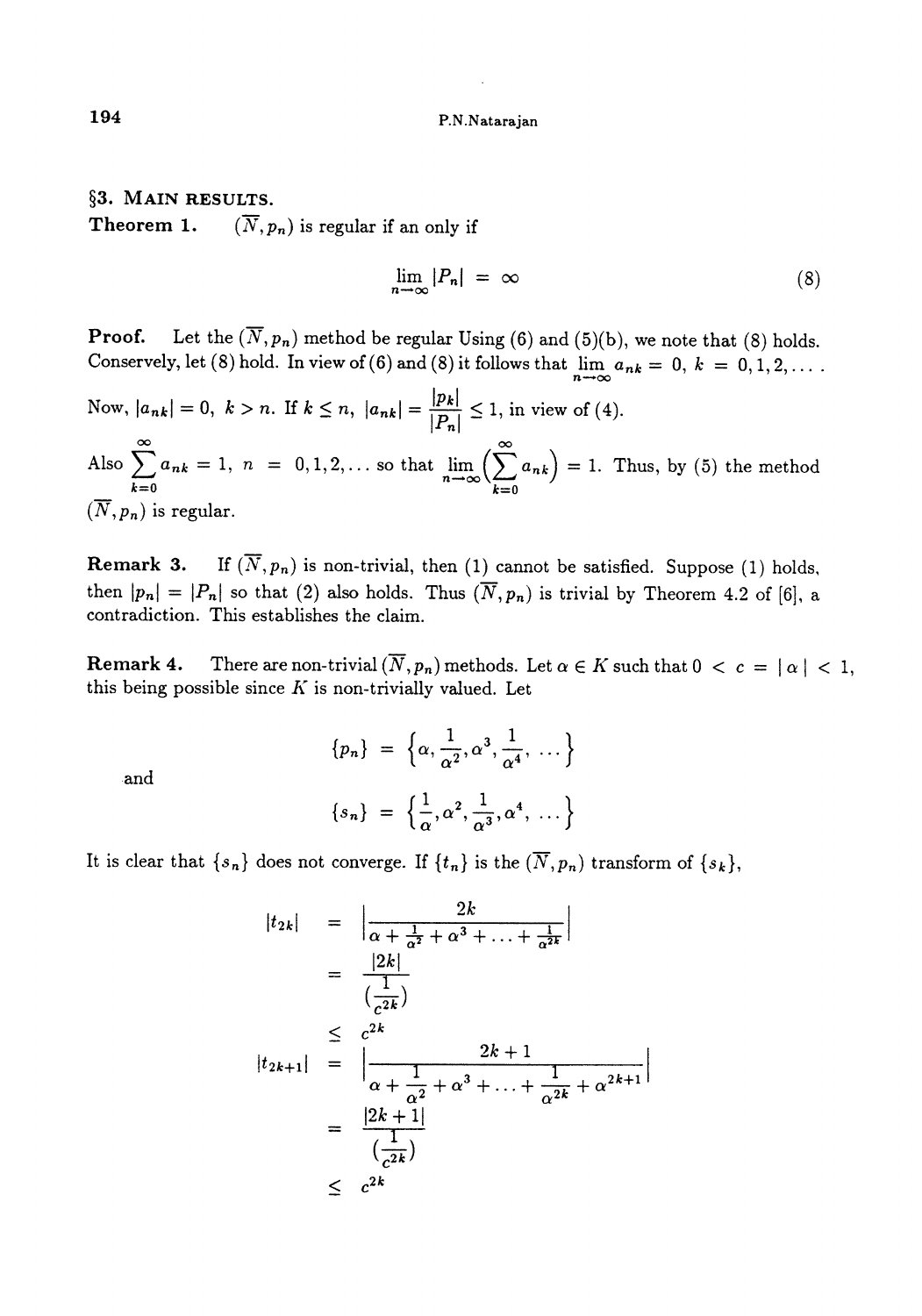## §3. MAIN RESULTS.

**Theorem 1.** $(\overline{N}, p_n)$ is regular if an only if

$$\lim_{n\to\infty} |P_n| = \infty \tag{8}$$

**Proof.** Let the $(\overline{N}, p_n)$ method be regular Using (6) and (5)(b), we note that (8) holds. Conservely, let (8) hold. In view of (6) and (8) it follows that $\lim_{n\to\infty} a_{nk} = 0,\ k = 0, 1, 2, \ldots$ .

Now, $|a_{nk}| = 0,\ k > n$. If $k \le n$, $|a_{nk}| = \dfrac{|p_k|}{|P_n|} \le 1$, in view of (4).

Also $\sum_{k=0}^{\infty} a_{nk} = 1,\ n = 0, 1, 2, \ldots$ so that $\lim_{n\to\infty}\left(\sum_{k=0}^{\infty} a_{nk}\right) = 1$. Thus, by (5) the method $(\overline{N}, p_n)$ is regular.

**Remark 3.** If $(\overline{N}, p_n)$ is non-trivial, then (1) cannot be satisfied. Suppose (1) holds, then $|p_n| = |P_n|$ so that (2) also holds. Thus $(\overline{N}, p_n)$ is trivial by Theorem 4.2 of [6], a contradiction. This establishes the claim.

**Remark 4.** There are non-trivial $(\overline{N}, p_n)$ methods. Let $\alpha \in K$ such that $0 < c = |\alpha| < 1$, this being possible since $K$ is non-trivially valued. Let

$$\{p_n\} = \left\{\alpha, \frac{1}{\alpha^2}, \alpha^3, \frac{1}{\alpha^4}, \ldots\right\}$$

and

$$\{s_n\} = \left\{\frac{1}{\alpha}, \alpha^2, \frac{1}{\alpha^3}, \alpha^4, \ldots\right\}$$

It is clear that $\{s_n\}$ does not converge. If $\{t_n\}$ is the $(\overline{N}, p_n)$ transform of $\{s_k\}$,

$$\begin{aligned}
|t_{2k}| &= \left|\frac{2k}{\alpha + \frac{1}{\alpha^2} + \alpha^3 + \ldots + \frac{1}{\alpha^{2k}}}\right| \\
&= \frac{|2k|}{\left(\frac{1}{c^{2k}}\right)} \\
&\le c^{2k} \\
|t_{2k+1}| &= \left|\frac{2k+1}{\alpha + \frac{1}{\alpha^2} + \alpha^3 + \ldots + \frac{1}{\alpha^{2k}} + \alpha^{2k+1}}\right| \\
&= \frac{|2k+1|}{\left(\frac{1}{c^{2k}}\right)} \\
&\le c^{2k}
\end{aligned}$$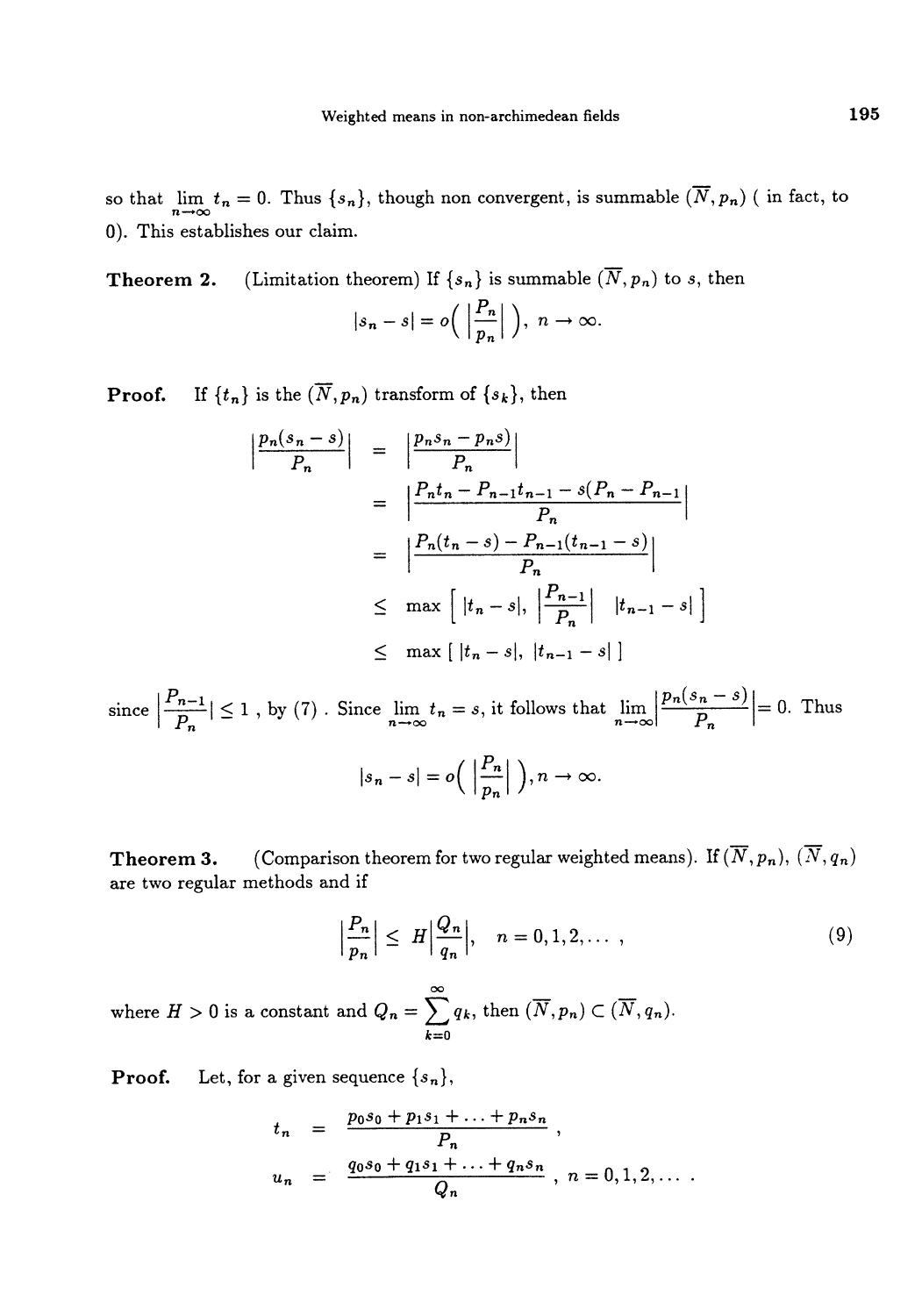so that $\lim_{n\to\infty} t_n = 0$. Thus $\{s_n\}$, though non convergent, is summable $(\overline{N}, p_n)$ ( in fact, to 0). This establishes our claim.

**Theorem 2.** (Limitation theorem) If $\{s_n\}$ is summable $(\overline{N}, p_n)$ to $s$, then

$$|s_n - s| = o\Big( \Big|\frac{P_n}{p_n}\Big| \Big), \ n \to \infty.$$

**Proof.** If $\{t_n\}$ is the $(\overline{N}, p_n)$ transform of $\{s_k\}$, then

$$\begin{aligned}
\Big|\frac{p_n(s_n - s)}{P_n}\Big| &= \Big|\frac{p_n s_n - p_n s)}{P_n}\Big| \\
&= \Big|\frac{P_n t_n - P_{n-1}t_{n-1} - s(P_n - P_{n-1}}{P_n}\Big| \\
&= \Big|\frac{P_n(t_n - s) - P_{n-1}(t_{n-1} - s)}{P_n}\Big| \\
&\le \max\Big[ \ |t_n - s|, \ \Big|\frac{P_{n-1}}{P_n}\Big| \ \ |t_{n-1} - s| \ \Big] \\
&\le \max\left[ \ |t_n - s|, \ |t_{n-1} - s| \ \right]
\end{aligned}$$

since $\Big|\frac{P_{n-1}}{P_n}\Big| \le 1$ , by (7) . Since $\lim_{n\to\infty} t_n = s$, it follows that $\lim_{n\to\infty}\Big|\frac{p_n(s_n - s)}{P_n}\Big| = 0$. Thus

$$|s_n - s| = o\Big( \Big|\frac{P_n}{p_n}\Big| \Big), n \to \infty.$$

**Theorem 3.** (Comparison theorem for two regular weighted means). If $(\overline{N}, p_n)$, $(\overline{N}, q_n)$ are two regular methods and if

$$\Big|\frac{P_n}{p_n}\Big| \le H\Big|\frac{Q_n}{q_n}\Big|, \quad n = 0, 1, 2, \dots , \tag{9}$$

where $H > 0$ is a constant and $Q_n = \sum_{k=0}^{\infty} q_k$, then $(\overline{N}, p_n) \subset (\overline{N}, q_n)$.

**Proof.** Let, for a given sequence $\{s_n\}$,

$$\begin{aligned}
t_n &= \frac{p_0 s_0 + p_1 s_1 + \dots + p_n s_n}{P_n}, \\
u_n &= \frac{q_0 s_0 + q_1 s_1 + \dots + q_n s_n}{Q_n}, \ n = 0, 1, 2, \dots .
\end{aligned}$$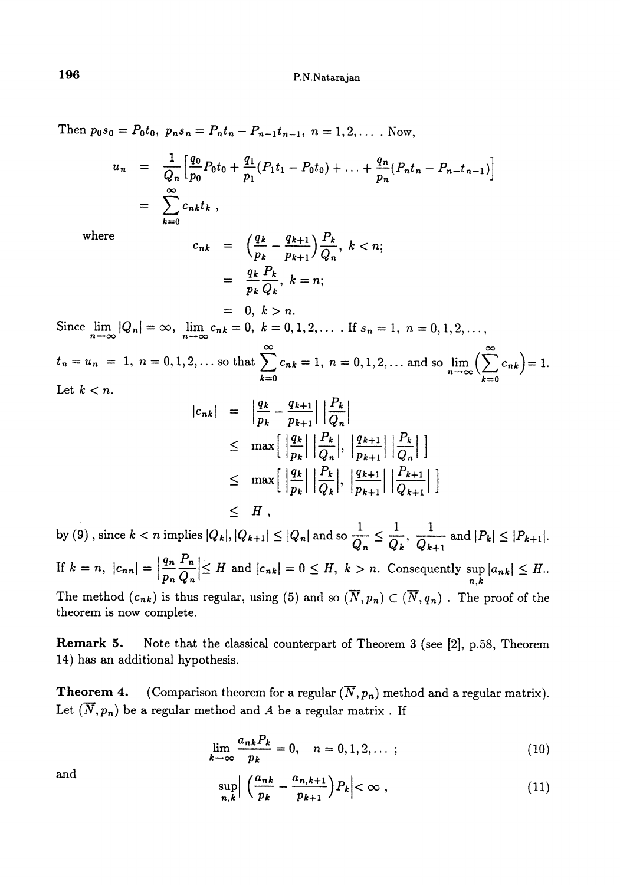Then $p_0 s_0 = P_0 t_0$, $p_n s_n = P_n t_n - P_{n-1} t_{n-1}$, $n = 1, 2, \ldots$ . Now,

$$
\begin{aligned}
u_n &= \frac{1}{Q_n}\Big[\frac{q_0}{p_0}P_0 t_0 + \frac{q_1}{p_1}(P_1 t_1 - P_0 t_0) + \ldots + \frac{q_n}{p_n}(P_n t_n - P_{n-} t_{n-1})\Big] \\
&= \sum_{k=0}^{\infty} c_{nk} t_k ,
\end{aligned}
$$

where

$$
\begin{aligned}
c_{nk} &= \Big(\frac{q_k}{p_k} - \frac{q_{k+1}}{p_{k+1}}\Big)\frac{P_k}{Q_n}, \ k < n; \\
&= \frac{q_k}{p_k}\frac{P_k}{Q_k}, \ k = n; \\
&= 0, \ k > n.
\end{aligned}
$$

Since $\lim_{n\to\infty} |Q_n| = \infty$, $\lim_{n\to\infty} c_{nk} = 0$, $k = 0, 1, 2, \ldots$ . If $s_n = 1$, $n = 0, 1, 2, \ldots$, $t_n = u_n = 1$, $n = 0, 1, 2, \ldots$ so that $\sum_{k=0}^{\infty} c_{nk} = 1$, $n = 0, 1, 2, \ldots$ and so $\lim_{n\to\infty}\Big(\sum_{k=0}^{\infty} c_{nk}\Big) = 1$.

Let $k < n$.

$$
\begin{aligned}
|c_{nk}| &= \Big|\frac{q_k}{p_k} - \frac{q_{k+1}}{p_{k+1}}\Big|\,\Big|\frac{P_k}{Q_n}\Big| \\
&\leq \max\Big[\Big|\frac{q_k}{p_k}\Big|\,\Big|\frac{P_k}{Q_n}\Big|, \Big|\frac{q_{k+1}}{p_{k+1}}\Big|\,\Big|\frac{P_k}{Q_n}\Big|\Big] \\
&\leq \max\Big[\Big|\frac{q_k}{p_k}\Big|\,\Big|\frac{P_k}{Q_k}\Big|, \Big|\frac{q_{k+1}}{p_{k+1}}\Big|\,\Big|\frac{P_{k+1}}{Q_{k+1}}\Big|\Big] \\
&\leq H ,
\end{aligned}
$$

by (9) , since $k < n$ implies $|Q_k|, |Q_{k+1}| \leq |Q_n|$ and so $\frac{1}{Q_n} \leq \frac{1}{Q_k}, \frac{1}{Q_{k+1}}$ and $|P_k| \leq |P_{k+1}|$.
If $k = n$, $|c_{nn}| = \Big|\frac{q_n}{p_n}\frac{P_n}{Q_n}\Big| \leq H$ and $|c_{nk}| = 0 \leq H$, $k > n$. Consequently $\sup_{n,k}|a_{nk}| \leq H$..
The method $(c_{nk})$ is thus regular, using (5) and so $(\overline{N}, p_n) \subset (\overline{N}, q_n)$ . The proof of the theorem is now complete.

**Remark 5.** Note that the classical counterpart of Theorem 3 (see [2], p.58, Theorem 14) has an additional hypothesis.

**Theorem 4.** (Comparison theorem for a regular $(\overline{N}, p_n)$ method and a regular matrix). Let $(\overline{N}, p_n)$ be a regular method and $A$ be a regular matrix . If

$$
\lim_{k\to\infty} \frac{a_{nk}P_k}{p_k} = 0, \quad n = 0, 1, 2, \ldots ; \tag{10}
$$

and

$$
\sup_{n,k}\Big|\Big(\frac{a_{nk}}{p_k} - \frac{a_{n,k+1}}{p_{k+1}}\Big)P_k\Big| < \infty , \tag{11}
$$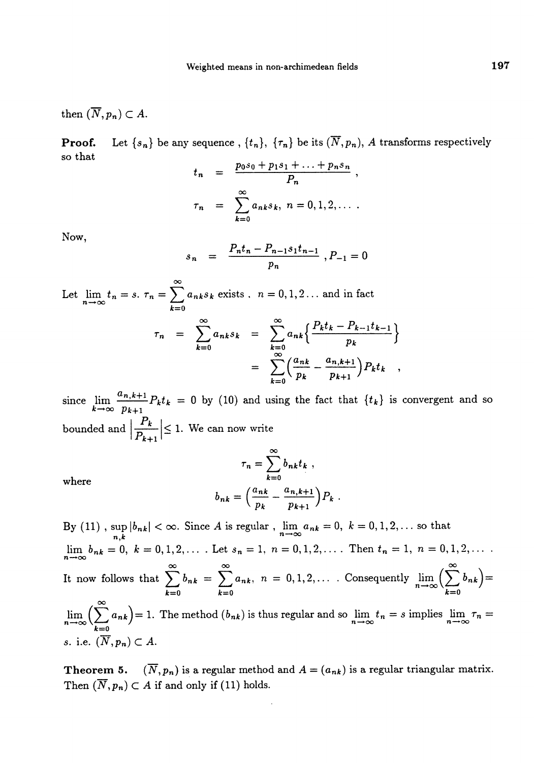then $(\overline{N}, p_n) \subset A$.

**Proof.** Let $\{s_n\}$ be any sequence , $\{t_n\}$, $\{\tau_n\}$ be its $(\overline{N}, p_n)$, $A$ transforms respectively so that

$$
\begin{aligned}
t_n &= \frac{p_0 s_0 + p_1 s_1 + \ldots + p_n s_n}{P_n}, \\
\tau_n &= \sum_{k=0}^{\infty} a_{nk} s_k, \; n = 0, 1, 2, \ldots .
\end{aligned}
$$

Now,

$$
s_n = \frac{P_n t_n - P_{n-1} s_1 t_{n-1}}{p_n}, P_{-1} = 0
$$

Let $\lim_{n\to\infty} t_n = s$. $\tau_n = \sum_{k=0}^{\infty} a_{nk} s_k$ exists , $n = 0, 1, 2 \ldots$ and in fact

$$
\begin{aligned}
\tau_n = \sum_{k=0}^{\infty} a_{nk} s_k &= \sum_{k=0}^{\infty} a_{nk} \Big\{ \frac{P_k t_k - P_{k-1} t_{k-1}}{p_k} \Big\} \\
&= \sum_{k=0}^{\infty} \Big( \frac{a_{nk}}{p_k} - \frac{a_{n,k+1}}{p_{k+1}} \Big) P_k t_k ,
\end{aligned}
$$

since $\lim_{k\to\infty} \frac{a_{n,k+1}}{p_{k+1}} P_k t_k = 0$ by (10) and using the fact that $\{t_k\}$ is convergent and so bounded and $\left| \frac{P_k}{P_{k+1}} \right| \leq 1$. We can now write

$$
\tau_n = \sum_{k=0}^{\infty} b_{nk} t_k ,
$$

where

$$
b_{nk} = \Big( \frac{a_{nk}}{p_k} - \frac{a_{n,k+1}}{p_{k+1}} \Big) P_k .
$$

By (11) , $\sup_{n,k} |b_{nk}| < \infty$. Since $A$ is regular , $\lim_{n\to\infty} a_{nk} = 0$, $k = 0, 1, 2, \ldots$ so that $\lim_{n\to\infty} b_{nk} = 0$, $k = 0, 1, 2, \ldots$ . Let $s_n = 1$, $n = 0, 1, 2, \ldots$ . Then $t_n = 1$, $n = 0, 1, 2, \ldots$ . It now follows that $\sum_{k=0}^{\infty} b_{nk} = \sum_{k=0}^{\infty} a_{nk}$, $n = 0, 1, 2, \ldots$ . Consequently $\lim_{n\to\infty} \Big( \sum_{k=0}^{\infty} b_{nk} \Big) = \lim_{n\to\infty} \Big( \sum_{k=0}^{\infty} a_{nk} \Big) = 1$. The method $(b_{nk})$ is thus regular and so $\lim_{n\to\infty} t_n = s$ implies $\lim_{n\to\infty} \tau_n = s$. i.e. $(\overline{N}, p_n) \subset A$.

**Theorem 5.** $(\overline{N}, p_n)$ is a regular method and $A = (a_{nk})$ is a regular triangular matrix. Then $(\overline{N}, p_n) \subset A$ if and only if (11) holds.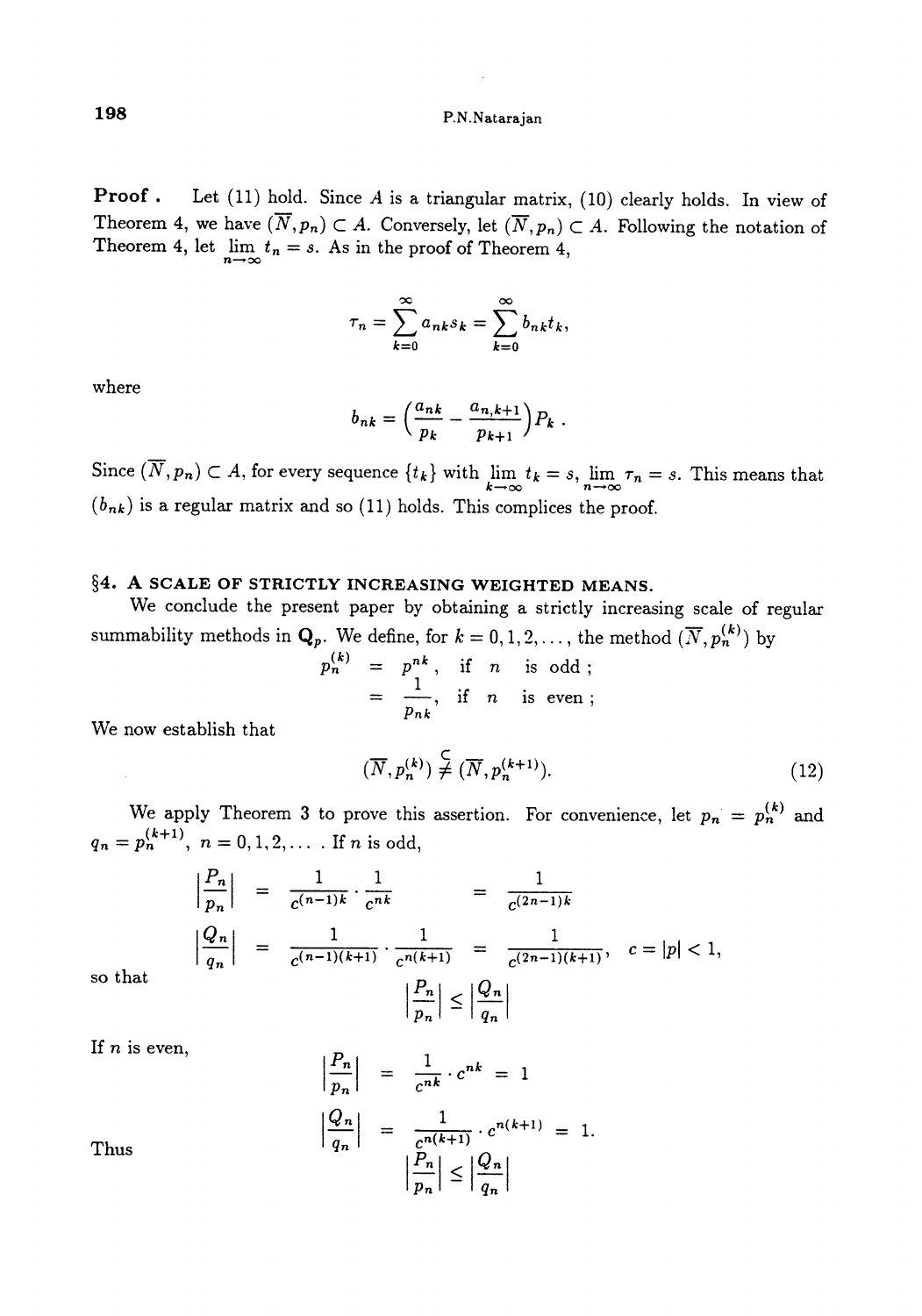**Proof .** Let (11) hold. Since $A$ is a triangular matrix, (10) clearly holds. In view of Theorem 4, we have $(\overline{N}, p_n) \subset A$. Conversely, let $(\overline{N}, p_n) \subset A$. Following the notation of Theorem 4, let $\lim_{n\to\infty} t_n = s$. As in the proof of Theorem 4,

$$\tau_n = \sum_{k=0}^{\infty} a_{nk} s_k = \sum_{k=0}^{\infty} b_{nk} t_k,$$

where

$$b_{nk} = \left(\frac{a_{nk}}{p_k} - \frac{a_{n,k+1}}{p_{k+1}}\right) P_k .$$

Since $(\overline{N}, p_n) \subset A$, for every sequence $\{t_k\}$ with $\lim_{k\to\infty} t_k = s$, $\lim_{n\to\infty} \tau_n = s$. This means that $(b_{nk})$ is a regular matrix and so (11) holds. This complices the proof.

## §4. A SCALE OF STRICTLY INCREASING WEIGHTED MEANS.

We conclude the present paper by obtaining a strictly increasing scale of regular summability methods in $\mathbf{Q}_p$. We define, for $k = 0, 1, 2, \ldots$, the method $(\overline{N}, p_n^{(k)})$ by

$$\begin{aligned} p_n^{(k)} &= p^{nk}, \quad \text{if } n \text{ is odd ;} \\ &= \frac{1}{p^{nk}}, \quad \text{if } n \text{ is even ;} \end{aligned}$$

We now establish that

$$(\overline{N}, p_n^{(k)}) \underset{\neq}{\subset} (\overline{N}, p_n^{(k+1)}). \tag{12}$$

We apply Theorem 3 to prove this assertion. For convenience, let $p_n = p_n^{(k)}$ and $q_n = p_n^{(k+1)}$, $n = 0, 1, 2, \ldots$ . If $n$ is odd,

$$\begin{aligned} \left|\frac{P_n}{p_n}\right| &= \frac{1}{c^{(n-1)k}} \cdot \frac{1}{c^{nk}} &= \frac{1}{c^{(2n-1)k}} \\ \left|\frac{Q_n}{q_n}\right| &= \frac{1}{c^{(n-1)(k+1)}} \cdot \frac{1}{c^{n(k+1)}} &= \frac{1}{c^{(2n-1)(k+1)}}, \quad c = |p| < 1, \end{aligned}$$

so that

$$\left|\frac{P_n}{p_n}\right| \leq \left|\frac{Q_n}{q_n}\right|$$

If $n$ is even,

$$\begin{aligned} \left|\frac{P_n}{p_n}\right| &= \frac{1}{c^{nk}} \cdot c^{nk} = 1 \\ \left|\frac{Q_n}{q_n}\right| &= \frac{1}{c^{n(k+1)}} \cdot c^{n(k+1)} = 1. \end{aligned}$$

Thus

$$\left|\frac{P_n}{p_n}\right| \leq \left|\frac{Q_n}{q_n}\right|$$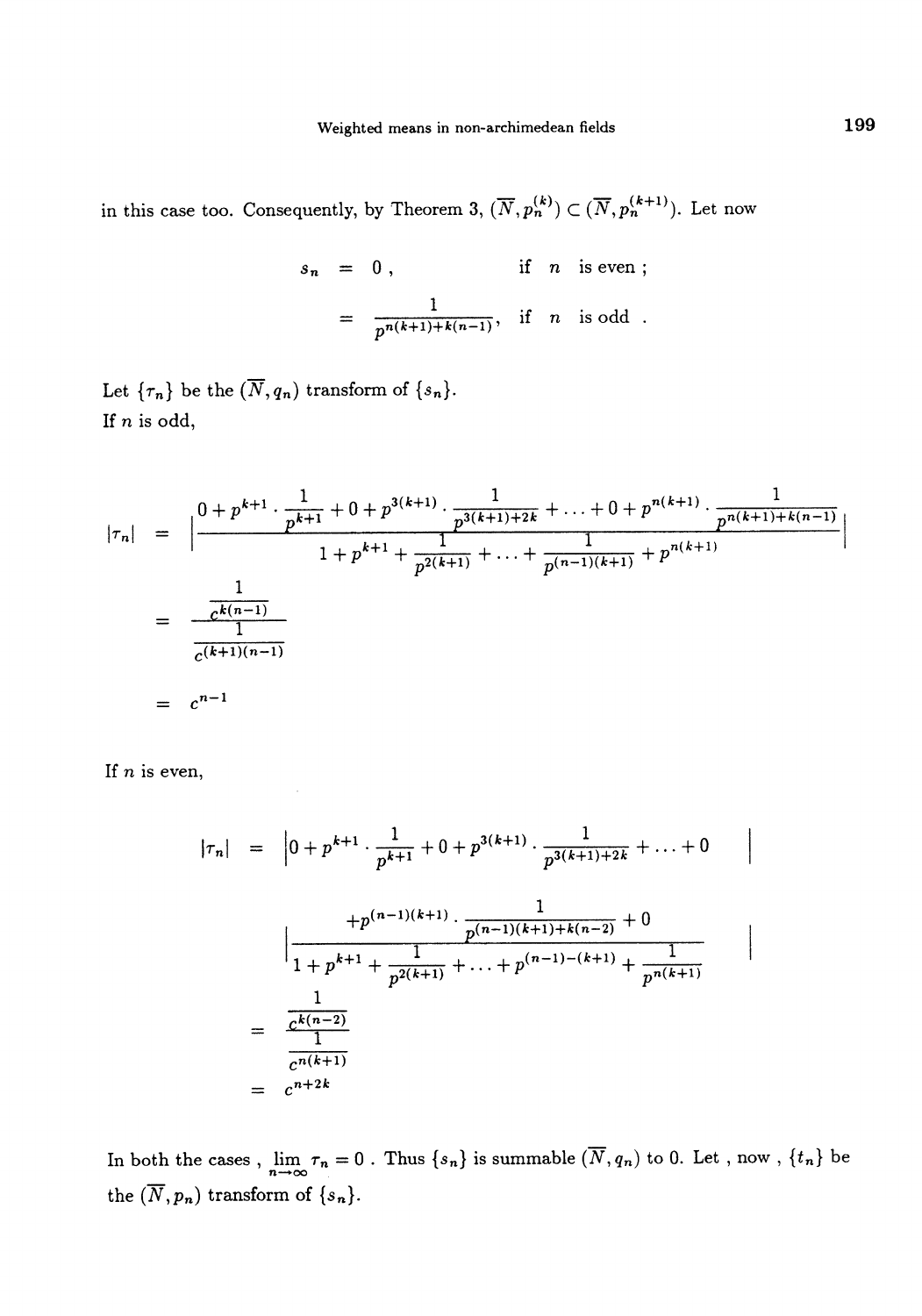in this case too. Consequently, by Theorem 3, $(\overline{N}, p_n^{(k)}) \subset (\overline{N}, p_n^{(k+1)})$. Let now

$$
\begin{aligned}
s_n &= 0\,, && \text{if } n \text{ is even ;} \\
&= \frac{1}{p^{n(k+1)+k(n-1)}}, && \text{if } n \text{ is odd .}
\end{aligned}
$$

Let $\{\tau_n\}$ be the $(\overline{N}, q_n)$ transform of $\{s_n\}$.
If $n$ is odd,

$$
\begin{aligned}
|\tau_n| &= \left| \frac{0 + p^{k+1} \cdot \frac{1}{p^{k+1}} + 0 + p^{3(k+1)} \cdot \frac{1}{p^{3(k+1)+2k}} + \ldots + 0 + p^{n(k+1)} \cdot \frac{1}{p^{n(k+1)+k(n-1)}}}{1 + p^{k+1} + \frac{1}{p^{2(k+1)}} + \ldots + \frac{1}{p^{(n-1)(k+1)}} + p^{n(k+1)}} \right| \\
&= \frac{\frac{1}{c^{k(n-1)}}}{\frac{1}{c^{(k+1)(n-1)}}} \\
&= c^{n-1}
\end{aligned}
$$

If $n$ is even,

$$
\begin{aligned}
|\tau_n| &= \left| \frac{0 + p^{k+1} \cdot \frac{1}{p^{k+1}} + 0 + p^{3(k+1)} \cdot \frac{1}{p^{3(k+1)+2k}} + \ldots + 0 + p^{(n-1)(k+1)} \cdot \frac{1}{p^{(n-1)(k+1)+k(n-2)}} + 0}{1 + p^{k+1} + \frac{1}{p^{2(k+1)}} + \ldots + p^{(n-1)-(k+1)} + \frac{1}{p^{n(k+1)}}} \right| \\
&= \frac{\frac{1}{c^{k(n-2)}}}{\frac{1}{c^{n(k+1)}}} \\
&= c^{n+2k}
\end{aligned}
$$

In both the cases , $\lim_{n\to\infty} \tau_n = 0$ . Thus $\{s_n\}$ is summable $(\overline{N}, q_n)$ to 0. Let , now , $\{t_n\}$ be the $(\overline{N}, p_n)$ transform of $\{s_n\}$.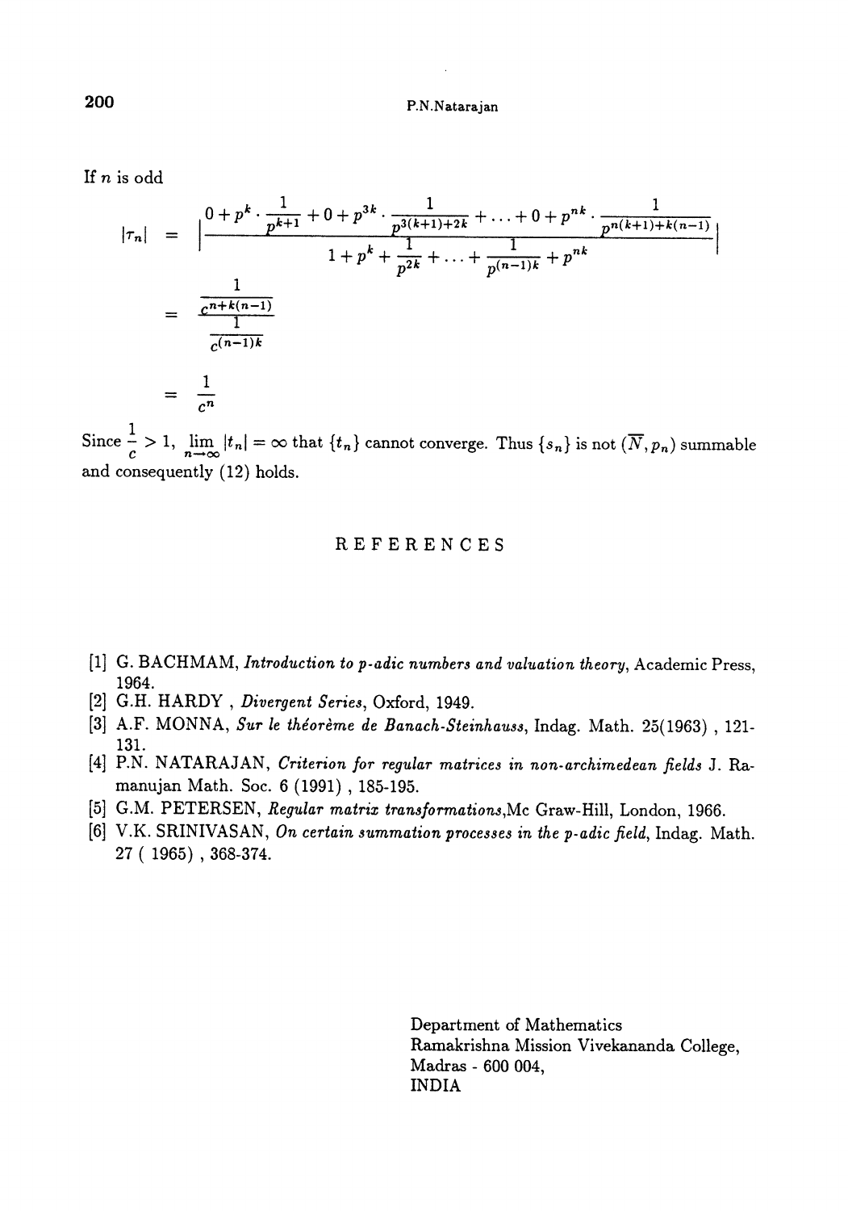If $n$ is odd

$$
\begin{aligned}
|\tau_n| &= \left| \frac{0 + p^k \cdot \frac{1}{p^{k+1}} + 0 + p^{3k} \cdot \frac{1}{p^{3(k+1)+2k}} + \ldots + 0 + p^{nk} \cdot \frac{1}{p^{n(k+1)+k(n-1)}}}{1 + p^k + \frac{1}{p^{2k}} + \ldots + \frac{1}{p^{(n-1)k}} + p^{nk}} \right| \\
&= \frac{\frac{1}{c^{n+k(n-1)}}}{\frac{1}{c^{(n-1)k}}} \\
&= \frac{1}{c^n}
\end{aligned}
$$

Since $\frac{1}{c} > 1$, $\lim_{n\to\infty} |t_n| = \infty$ that $\{t_n\}$ cannot converge. Thus $\{s_n\}$ is not $(\overline{N}, p_n)$ summable and consequently (12) holds.

## REFERENCES

[1] G. BACHMAM, *Introduction to p-adic numbers and valuation theory*, Academic Press, 1964.

[2] G.H. HARDY , *Divergent Series*, Oxford, 1949.

[3] A.F. MONNA, *Sur le théorème de Banach-Steinhauss*, Indag. Math. 25(1963) , 121-131.

[4] P.N. NATARAJAN, *Criterion for regular matrices in non-archimedean fields* J. Ramanujan Math. Soc. 6 (1991) , 185-195.

[5] G.M. PETERSEN, *Regular matrix transformations*,Mc Graw-Hill, London, 1966.

[6] V.K. SRINIVASAN, *On certain summation processes in the p-adic field*, Indag. Math. 27 ( 1965) , 368-374.

Department of Mathematics
Ramakrishna Mission Vivekananda College,
Madras - 600 004,
INDIA